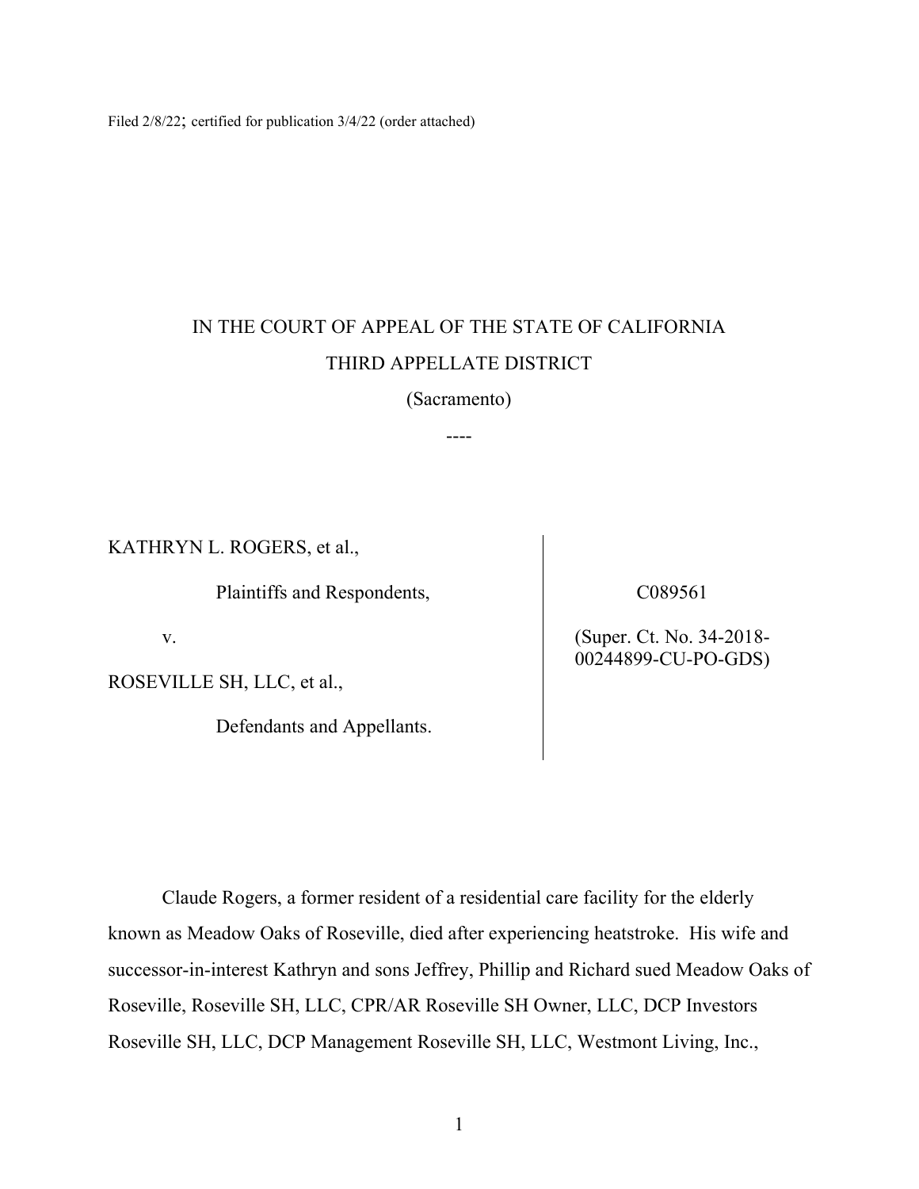Filed 2/8/22; certified for publication 3/4/22 (order attached)

IN THE COURT OF APPEAL OF THE STATE OF CALIFORNIA

THIRD APPELLATE DISTRICT

(Sacramento)

----

| | |
|---|---|
| KATHRYN L. ROGERS, et al.,<br><br>Plaintiffs and Respondents,<br><br>v.<br><br>ROSEVILLE SH, LLC, et al.,<br><br>Defendants and Appellants. | C089561<br><br>(Super. Ct. No. 34-2018-00244899-CU-PO-GDS) |

Claude Rogers, a former resident of a residential care facility for the elderly known as Meadow Oaks of Roseville, died after experiencing heatstroke. His wife and successor-in-interest Kathryn and sons Jeffrey, Phillip and Richard sued Meadow Oaks of Roseville, Roseville SH, LLC, CPR/AR Roseville SH Owner, LLC, DCP Investors Roseville SH, LLC, DCP Management Roseville SH, LLC, Westmont Living, Inc.,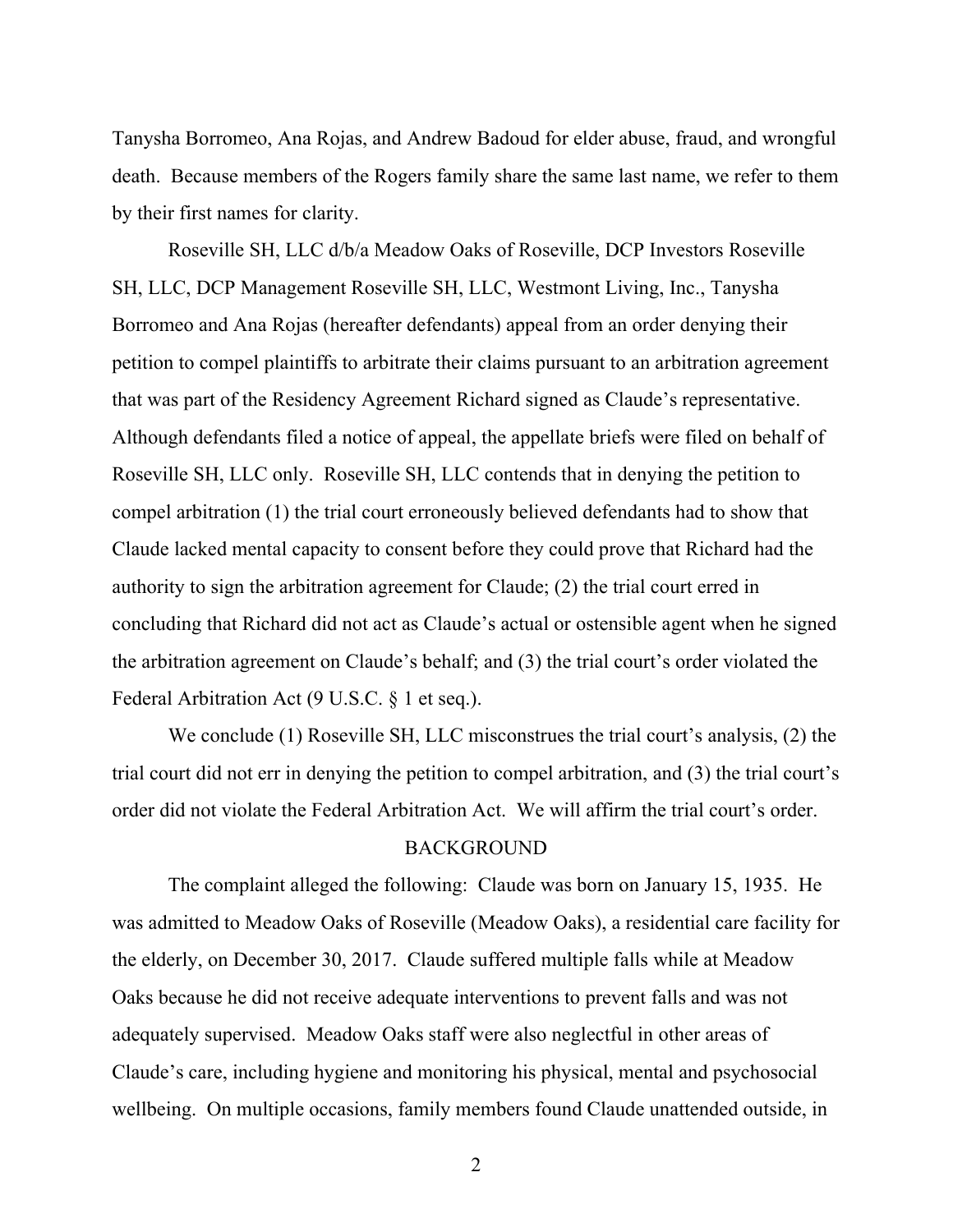Tanysha Borromeo, Ana Rojas, and Andrew Badoud for elder abuse, fraud, and wrongful death. Because members of the Rogers family share the same last name, we refer to them by their first names for clarity.

Roseville SH, LLC d/b/a Meadow Oaks of Roseville, DCP Investors Roseville SH, LLC, DCP Management Roseville SH, LLC, Westmont Living, Inc., Tanysha Borromeo and Ana Rojas (hereafter defendants) appeal from an order denying their petition to compel plaintiffs to arbitrate their claims pursuant to an arbitration agreement that was part of the Residency Agreement Richard signed as Claude's representative. Although defendants filed a notice of appeal, the appellate briefs were filed on behalf of Roseville SH, LLC only. Roseville SH, LLC contends that in denying the petition to compel arbitration (1) the trial court erroneously believed defendants had to show that Claude lacked mental capacity to consent before they could prove that Richard had the authority to sign the arbitration agreement for Claude; (2) the trial court erred in concluding that Richard did not act as Claude's actual or ostensible agent when he signed the arbitration agreement on Claude's behalf; and (3) the trial court's order violated the Federal Arbitration Act (9 U.S.C. § 1 et seq.).

We conclude (1) Roseville SH, LLC misconstrues the trial court's analysis, (2) the trial court did not err in denying the petition to compel arbitration, and (3) the trial court's order did not violate the Federal Arbitration Act. We will affirm the trial court's order.

## BACKGROUND

The complaint alleged the following: Claude was born on January 15, 1935. He was admitted to Meadow Oaks of Roseville (Meadow Oaks), a residential care facility for the elderly, on December 30, 2017. Claude suffered multiple falls while at Meadow Oaks because he did not receive adequate interventions to prevent falls and was not adequately supervised. Meadow Oaks staff were also neglectful in other areas of Claude's care, including hygiene and monitoring his physical, mental and psychosocial wellbeing. On multiple occasions, family members found Claude unattended outside, in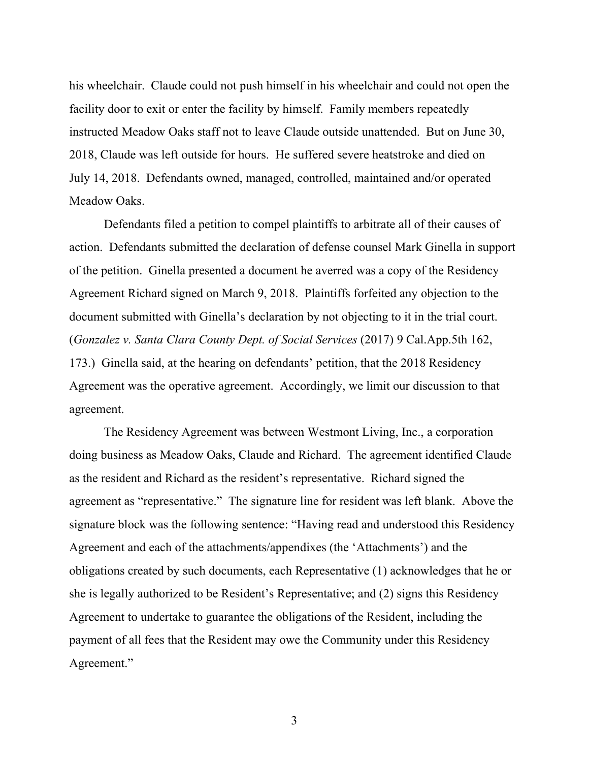his wheelchair. Claude could not push himself in his wheelchair and could not open the facility door to exit or enter the facility by himself. Family members repeatedly instructed Meadow Oaks staff not to leave Claude outside unattended. But on June 30, 2018, Claude was left outside for hours. He suffered severe heatstroke and died on July 14, 2018. Defendants owned, managed, controlled, maintained and/or operated Meadow Oaks.

Defendants filed a petition to compel plaintiffs to arbitrate all of their causes of action. Defendants submitted the declaration of defense counsel Mark Ginella in support of the petition. Ginella presented a document he averred was a copy of the Residency Agreement Richard signed on March 9, 2018. Plaintiffs forfeited any objection to the document submitted with Ginella's declaration by not objecting to it in the trial court. (*Gonzalez v. Santa Clara County Dept. of Social Services* (2017) 9 Cal.App.5th 162, 173.) Ginella said, at the hearing on defendants' petition, that the 2018 Residency Agreement was the operative agreement. Accordingly, we limit our discussion to that agreement.

The Residency Agreement was between Westmont Living, Inc., a corporation doing business as Meadow Oaks, Claude and Richard. The agreement identified Claude as the resident and Richard as the resident's representative. Richard signed the agreement as "representative." The signature line for resident was left blank. Above the signature block was the following sentence: "Having read and understood this Residency Agreement and each of the attachments/appendixes (the 'Attachments') and the obligations created by such documents, each Representative (1) acknowledges that he or she is legally authorized to be Resident's Representative; and (2) signs this Residency Agreement to undertake to guarantee the obligations of the Resident, including the payment of all fees that the Resident may owe the Community under this Residency Agreement."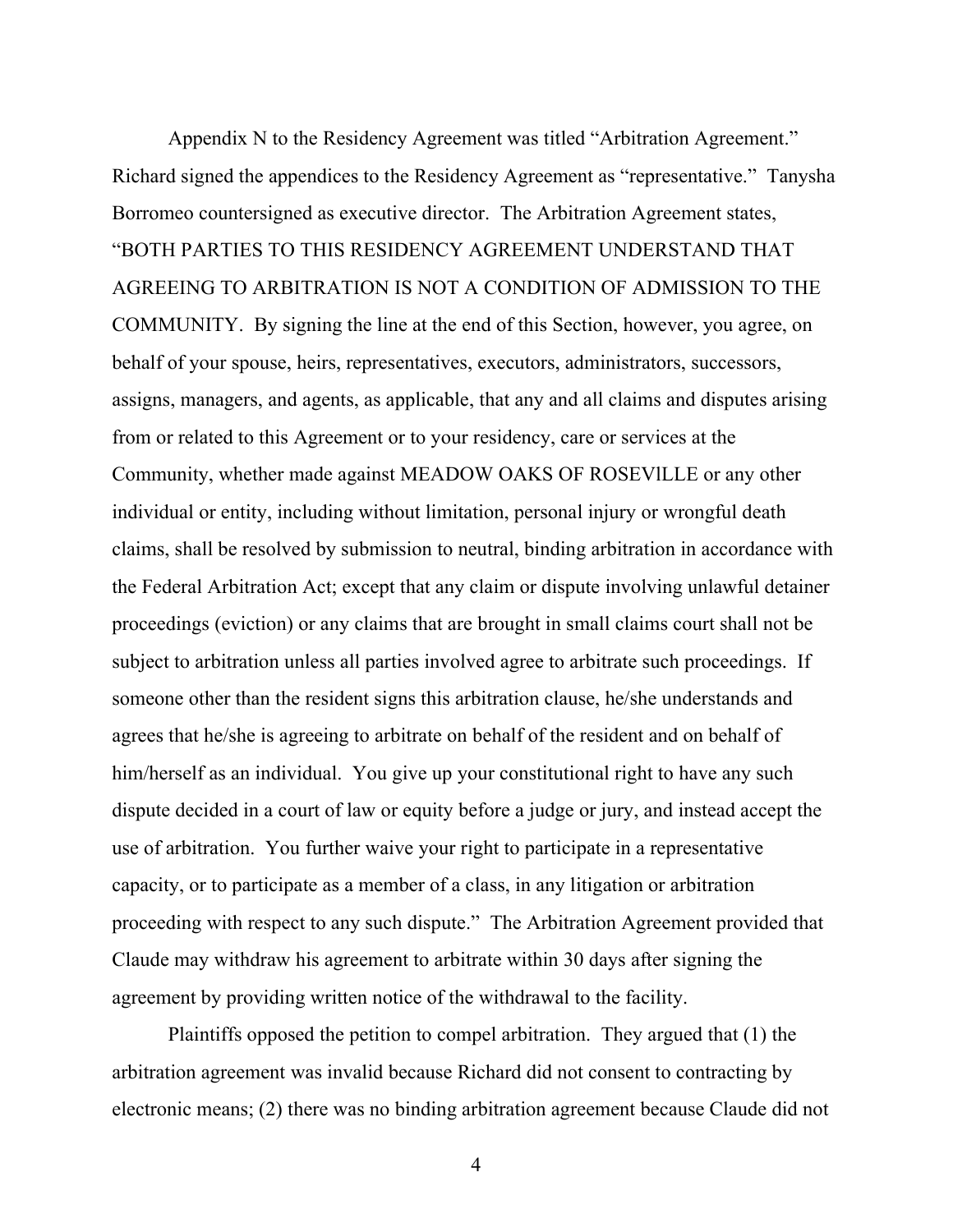Appendix N to the Residency Agreement was titled "Arbitration Agreement." Richard signed the appendices to the Residency Agreement as "representative." Tanysha Borromeo countersigned as executive director. The Arbitration Agreement states, "BOTH PARTIES TO THIS RESIDENCY AGREEMENT UNDERSTAND THAT AGREEING TO ARBITRATION IS NOT A CONDITION OF ADMISSION TO THE COMMUNITY. By signing the line at the end of this Section, however, you agree, on behalf of your spouse, heirs, representatives, executors, administrators, successors, assigns, managers, and agents, as applicable, that any and all claims and disputes arising from or related to this Agreement or to your residency, care or services at the Community, whether made against MEADOW OAKS OF ROSEVlLLE or any other individual or entity, including without limitation, personal injury or wrongful death claims, shall be resolved by submission to neutral, binding arbitration in accordance with the Federal Arbitration Act; except that any claim or dispute involving unlawful detainer proceedings (eviction) or any claims that are brought in small claims court shall not be subject to arbitration unless all parties involved agree to arbitrate such proceedings. If someone other than the resident signs this arbitration clause, he/she understands and agrees that he/she is agreeing to arbitrate on behalf of the resident and on behalf of him/herself as an individual. You give up your constitutional right to have any such dispute decided in a court of law or equity before a judge or jury, and instead accept the use of arbitration. You further waive your right to participate in a representative capacity, or to participate as a member of a class, in any litigation or arbitration proceeding with respect to any such dispute." The Arbitration Agreement provided that Claude may withdraw his agreement to arbitrate within 30 days after signing the agreement by providing written notice of the withdrawal to the facility.

Plaintiffs opposed the petition to compel arbitration. They argued that (1) the arbitration agreement was invalid because Richard did not consent to contracting by electronic means; (2) there was no binding arbitration agreement because Claude did not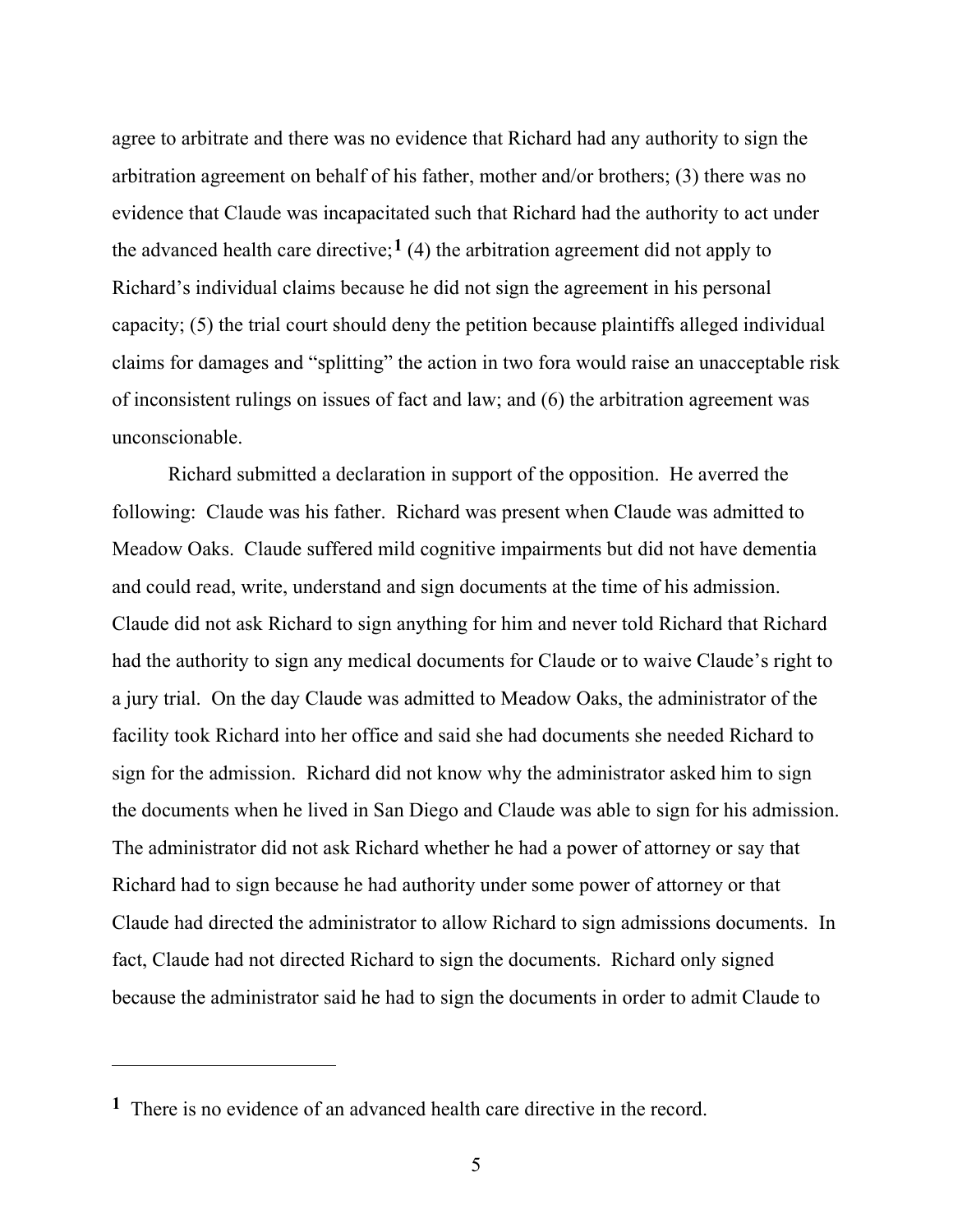agree to arbitrate and there was no evidence that Richard had any authority to sign the arbitration agreement on behalf of his father, mother and/or brothers; (3) there was no evidence that Claude was incapacitated such that Richard had the authority to act under the advanced health care directive;[1] (4) the arbitration agreement did not apply to Richard's individual claims because he did not sign the agreement in his personal capacity; (5) the trial court should deny the petition because plaintiffs alleged individual claims for damages and "splitting" the action in two fora would raise an unacceptable risk of inconsistent rulings on issues of fact and law; and (6) the arbitration agreement was unconscionable.

Richard submitted a declaration in support of the opposition. He averred the following: Claude was his father. Richard was present when Claude was admitted to Meadow Oaks. Claude suffered mild cognitive impairments but did not have dementia and could read, write, understand and sign documents at the time of his admission. Claude did not ask Richard to sign anything for him and never told Richard that Richard had the authority to sign any medical documents for Claude or to waive Claude's right to a jury trial. On the day Claude was admitted to Meadow Oaks, the administrator of the facility took Richard into her office and said she had documents she needed Richard to sign for the admission. Richard did not know why the administrator asked him to sign the documents when he lived in San Diego and Claude was able to sign for his admission. The administrator did not ask Richard whether he had a power of attorney or say that Richard had to sign because he had authority under some power of attorney or that Claude had directed the administrator to allow Richard to sign admissions documents. In fact, Claude had not directed Richard to sign the documents. Richard only signed because the administrator said he had to sign the documents in order to admit Claude to

---

[1] There is no evidence of an advanced health care directive in the record.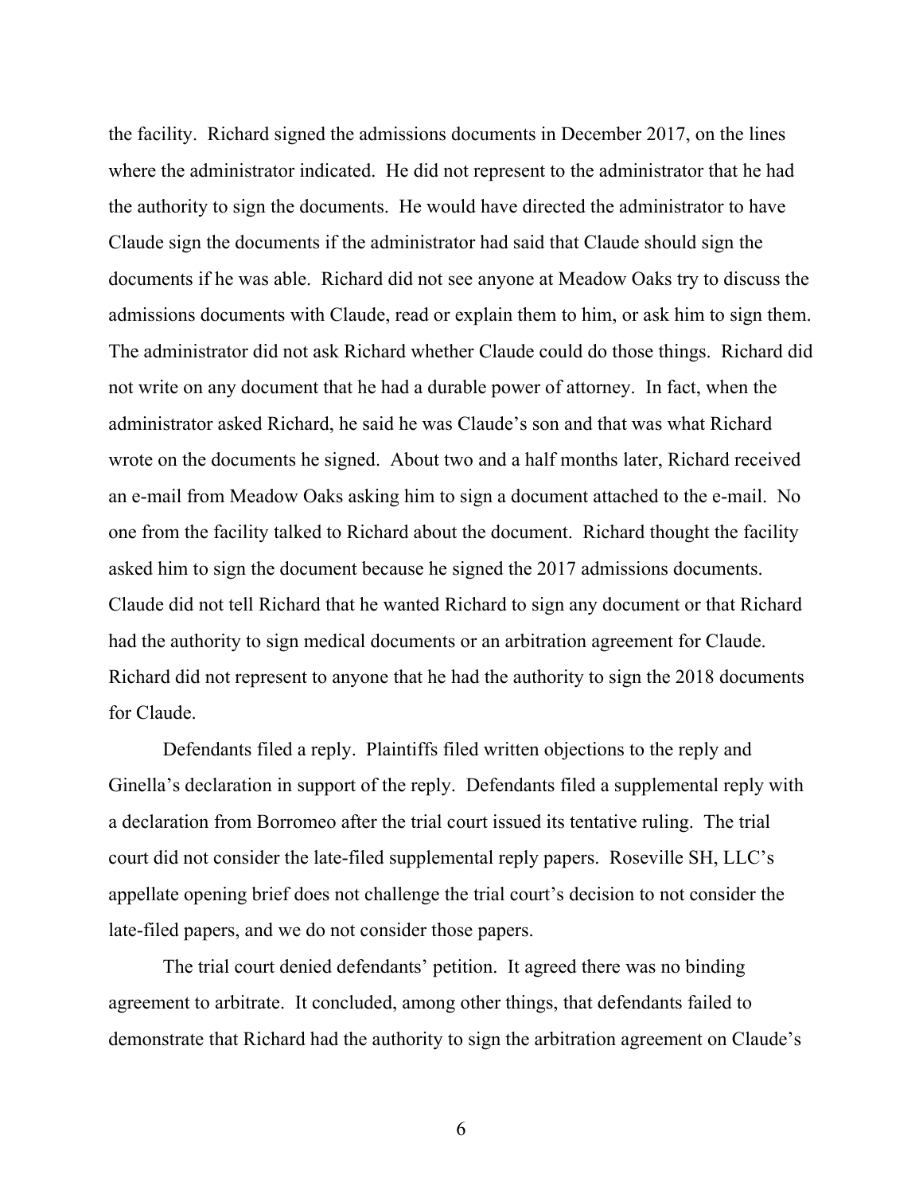the facility. Richard signed the admissions documents in December 2017, on the lines where the administrator indicated. He did not represent to the administrator that he had the authority to sign the documents. He would have directed the administrator to have Claude sign the documents if the administrator had said that Claude should sign the documents if he was able. Richard did not see anyone at Meadow Oaks try to discuss the admissions documents with Claude, read or explain them to him, or ask him to sign them. The administrator did not ask Richard whether Claude could do those things. Richard did not write on any document that he had a durable power of attorney. In fact, when the administrator asked Richard, he said he was Claude's son and that was what Richard wrote on the documents he signed. About two and a half months later, Richard received an e-mail from Meadow Oaks asking him to sign a document attached to the e-mail. No one from the facility talked to Richard about the document. Richard thought the facility asked him to sign the document because he signed the 2017 admissions documents. Claude did not tell Richard that he wanted Richard to sign any document or that Richard had the authority to sign medical documents or an arbitration agreement for Claude. Richard did not represent to anyone that he had the authority to sign the 2018 documents for Claude.

Defendants filed a reply. Plaintiffs filed written objections to the reply and Ginella's declaration in support of the reply. Defendants filed a supplemental reply with a declaration from Borromeo after the trial court issued its tentative ruling. The trial court did not consider the late-filed supplemental reply papers. Roseville SH, LLC's appellate opening brief does not challenge the trial court's decision to not consider the late-filed papers, and we do not consider those papers.

The trial court denied defendants' petition. It agreed there was no binding agreement to arbitrate. It concluded, among other things, that defendants failed to demonstrate that Richard had the authority to sign the arbitration agreement on Claude's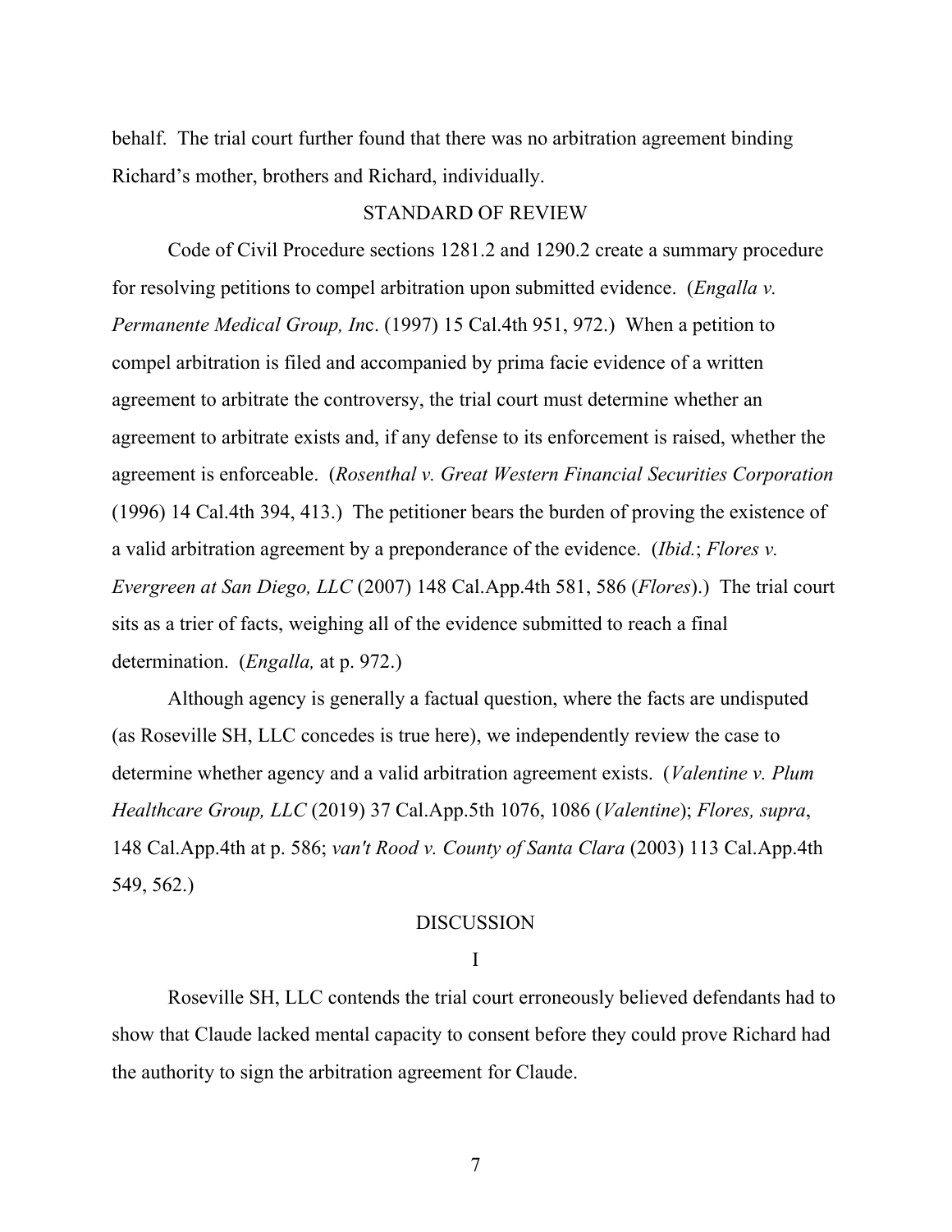behalf. The trial court further found that there was no arbitration agreement binding Richard's mother, brothers and Richard, individually.

## STANDARD OF REVIEW

Code of Civil Procedure sections 1281.2 and 1290.2 create a summary procedure for resolving petitions to compel arbitration upon submitted evidence. (*Engalla v. Permanente Medical Group, Inc*. (1997) 15 Cal.4th 951, 972.) When a petition to compel arbitration is filed and accompanied by prima facie evidence of a written agreement to arbitrate the controversy, the trial court must determine whether an agreement to arbitrate exists and, if any defense to its enforcement is raised, whether the agreement is enforceable. (*Rosenthal v. Great Western Financial Securities Corporation* (1996) 14 Cal.4th 394, 413.) The petitioner bears the burden of proving the existence of a valid arbitration agreement by a preponderance of the evidence. (*Ibid.*; *Flores v. Evergreen at San Diego, LLC* (2007) 148 Cal.App.4th 581, 586 (*Flores*).) The trial court sits as a trier of facts, weighing all of the evidence submitted to reach a final determination. (*Engalla,* at p. 972.)

Although agency is generally a factual question, where the facts are undisputed (as Roseville SH, LLC concedes is true here), we independently review the case to determine whether agency and a valid arbitration agreement exists. (*Valentine v. Plum Healthcare Group, LLC* (2019) 37 Cal.App.5th 1076, 1086 (*Valentine*); *Flores, supra*, 148 Cal.App.4th at p. 586; *van't Rood v. County of Santa Clara* (2003) 113 Cal.App.4th 549, 562.)

## DISCUSSION

### I

Roseville SH, LLC contends the trial court erroneously believed defendants had to show that Claude lacked mental capacity to consent before they could prove Richard had the authority to sign the arbitration agreement for Claude.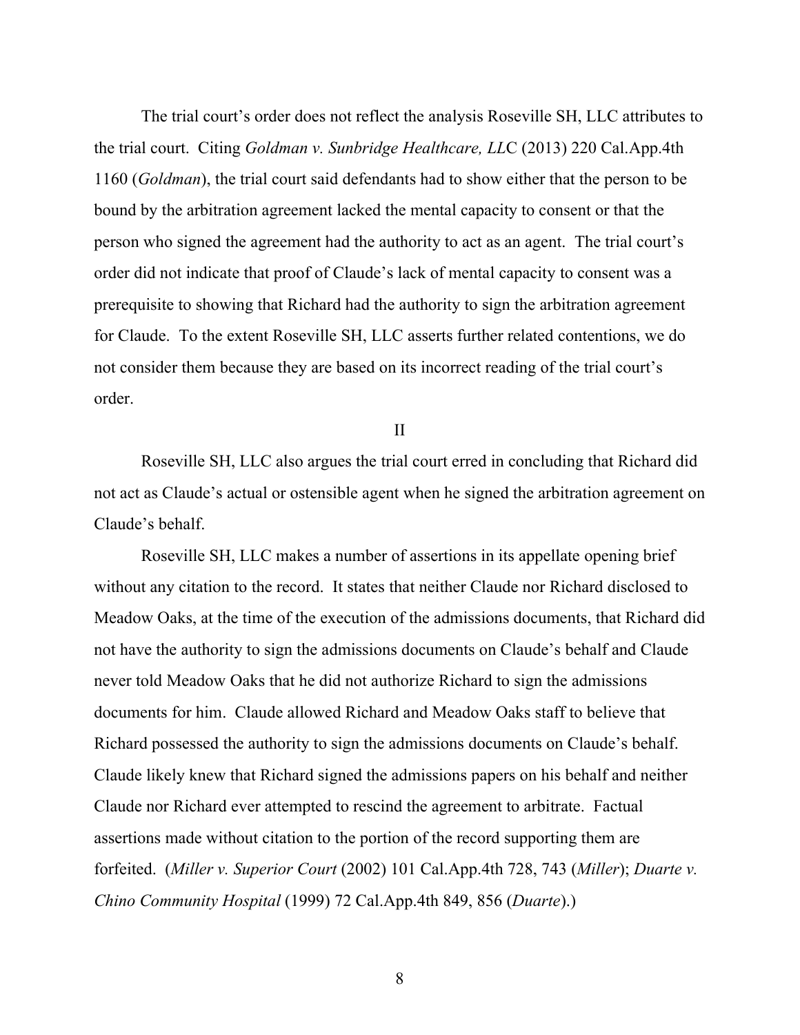The trial court's order does not reflect the analysis Roseville SH, LLC attributes to the trial court. Citing *Goldman v. Sunbridge Healthcare, LLC* (2013) 220 Cal.App.4th 1160 (*Goldman*), the trial court said defendants had to show either that the person to be bound by the arbitration agreement lacked the mental capacity to consent or that the person who signed the agreement had the authority to act as an agent. The trial court's order did not indicate that proof of Claude's lack of mental capacity to consent was a prerequisite to showing that Richard had the authority to sign the arbitration agreement for Claude. To the extent Roseville SH, LLC asserts further related contentions, we do not consider them because they are based on its incorrect reading of the trial court's order.

II

Roseville SH, LLC also argues the trial court erred in concluding that Richard did not act as Claude's actual or ostensible agent when he signed the arbitration agreement on Claude's behalf.

Roseville SH, LLC makes a number of assertions in its appellate opening brief without any citation to the record. It states that neither Claude nor Richard disclosed to Meadow Oaks, at the time of the execution of the admissions documents, that Richard did not have the authority to sign the admissions documents on Claude's behalf and Claude never told Meadow Oaks that he did not authorize Richard to sign the admissions documents for him. Claude allowed Richard and Meadow Oaks staff to believe that Richard possessed the authority to sign the admissions documents on Claude's behalf. Claude likely knew that Richard signed the admissions papers on his behalf and neither Claude nor Richard ever attempted to rescind the agreement to arbitrate. Factual assertions made without citation to the portion of the record supporting them are forfeited. (*Miller v. Superior Court* (2002) 101 Cal.App.4th 728, 743 (*Miller*); *Duarte v. Chino Community Hospital* (1999) 72 Cal.App.4th 849, 856 (*Duarte*).)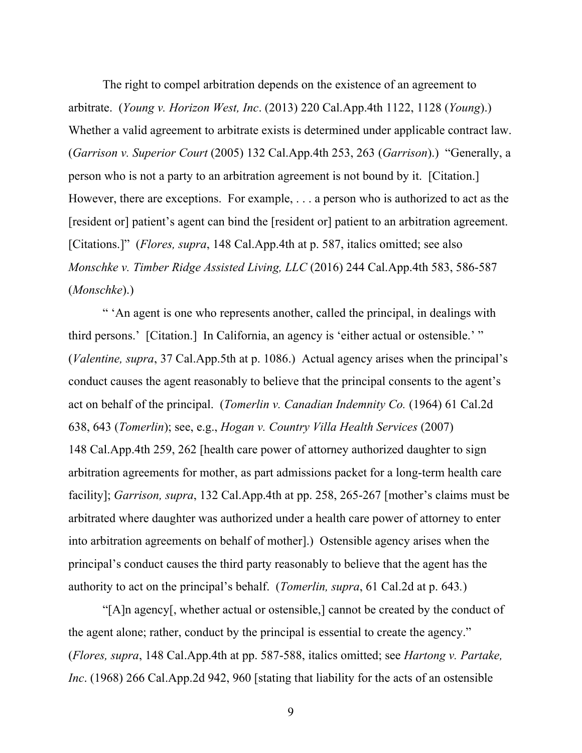The right to compel arbitration depends on the existence of an agreement to arbitrate. (*Young v. Horizon West, Inc*. (2013) 220 Cal.App.4th 1122, 1128 (*Young*).) Whether a valid agreement to arbitrate exists is determined under applicable contract law. (*Garrison v. Superior Court* (2005) 132 Cal.App.4th 253, 263 (*Garrison*).) "Generally, a person who is not a party to an arbitration agreement is not bound by it. [Citation.] However, there are exceptions. For example, . . . a person who is authorized to act as the [resident or] patient's agent can bind the [resident or] patient to an arbitration agreement. [Citations.]" (*Flores, supra*, 148 Cal.App.4th at p. 587, italics omitted; see also *Monschke v. Timber Ridge Assisted Living, LLC* (2016) 244 Cal.App.4th 583, 586-587 (*Monschke*).)

" 'An agent is one who represents another, called the principal, in dealings with third persons.' [Citation.] In California, an agency is 'either actual or ostensible.' " (*Valentine, supra*, 37 Cal.App.5th at p. 1086.) Actual agency arises when the principal's conduct causes the agent reasonably to believe that the principal consents to the agent's act on behalf of the principal. (*Tomerlin v. Canadian Indemnity Co.* (1964) 61 Cal.2d 638, 643 (*Tomerlin*); see, e.g., *Hogan v. Country Villa Health Services* (2007) 148 Cal.App.4th 259, 262 [health care power of attorney authorized daughter to sign arbitration agreements for mother, as part admissions packet for a long-term health care facility]; *Garrison, supra*, 132 Cal.App.4th at pp. 258, 265-267 [mother's claims must be arbitrated where daughter was authorized under a health care power of attorney to enter into arbitration agreements on behalf of mother].) Ostensible agency arises when the principal's conduct causes the third party reasonably to believe that the agent has the authority to act on the principal's behalf. (*Tomerlin, supra*, 61 Cal.2d at p. 643.)

"[A]n agency[, whether actual or ostensible,] cannot be created by the conduct of the agent alone; rather, conduct by the principal is essential to create the agency." (*Flores, supra*, 148 Cal.App.4th at pp. 587-588, italics omitted; see *Hartong v. Partake, Inc*. (1968) 266 Cal.App.2d 942, 960 [stating that liability for the acts of an ostensible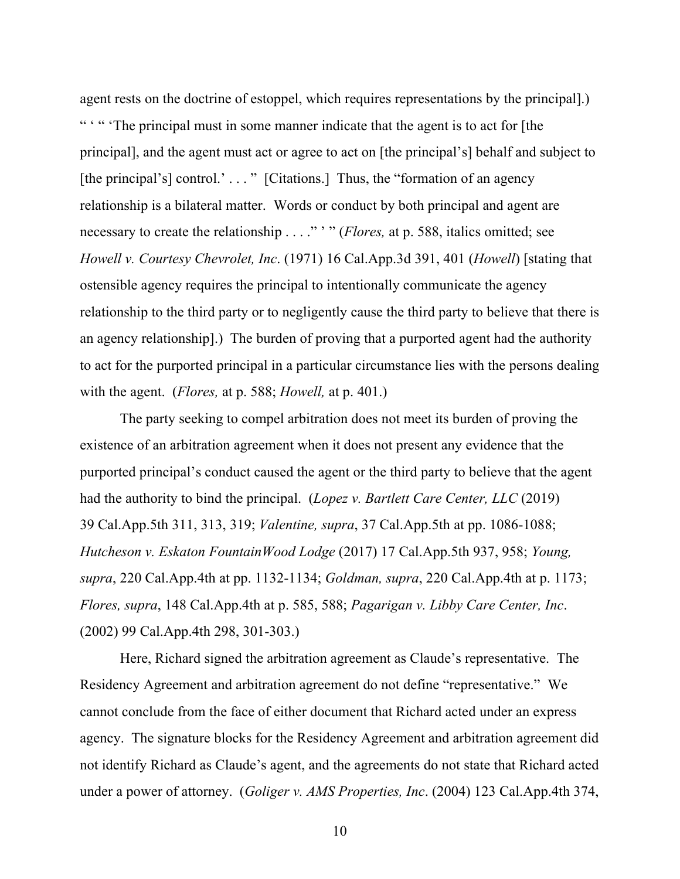agent rests on the doctrine of estoppel, which requires representations by the principal].) " ' " 'The principal must in some manner indicate that the agent is to act for [the principal], and the agent must act or agree to act on [the principal's] behalf and subject to [the principal's] control.' . . . " [Citations.] Thus, the "formation of an agency relationship is a bilateral matter. Words or conduct by both principal and agent are necessary to create the relationship . . . ." ' " (*Flores,* at p. 588, italics omitted; see *Howell v. Courtesy Chevrolet, Inc*. (1971) 16 Cal.App.3d 391, 401 (*Howell*) [stating that ostensible agency requires the principal to intentionally communicate the agency relationship to the third party or to negligently cause the third party to believe that there is an agency relationship].) The burden of proving that a purported agent had the authority to act for the purported principal in a particular circumstance lies with the persons dealing with the agent. (*Flores,* at p. 588; *Howell,* at p. 401.)

The party seeking to compel arbitration does not meet its burden of proving the existence of an arbitration agreement when it does not present any evidence that the purported principal's conduct caused the agent or the third party to believe that the agent had the authority to bind the principal. (*Lopez v. Bartlett Care Center, LLC* (2019) 39 Cal.App.5th 311, 313, 319; *Valentine, supra*, 37 Cal.App.5th at pp. 1086-1088; *Hutcheson v. Eskaton FountainWood Lodge* (2017) 17 Cal.App.5th 937, 958; *Young, supra*, 220 Cal.App.4th at pp. 1132-1134; *Goldman, supra*, 220 Cal.App.4th at p. 1173; *Flores, supra*, 148 Cal.App.4th at p. 585, 588; *Pagarigan v. Libby Care Center, Inc*. (2002) 99 Cal.App.4th 298, 301-303.)

Here, Richard signed the arbitration agreement as Claude's representative. The Residency Agreement and arbitration agreement do not define "representative." We cannot conclude from the face of either document that Richard acted under an express agency. The signature blocks for the Residency Agreement and arbitration agreement did not identify Richard as Claude's agent, and the agreements do not state that Richard acted under a power of attorney. (*Goliger v. AMS Properties, Inc*. (2004) 123 Cal.App.4th 374,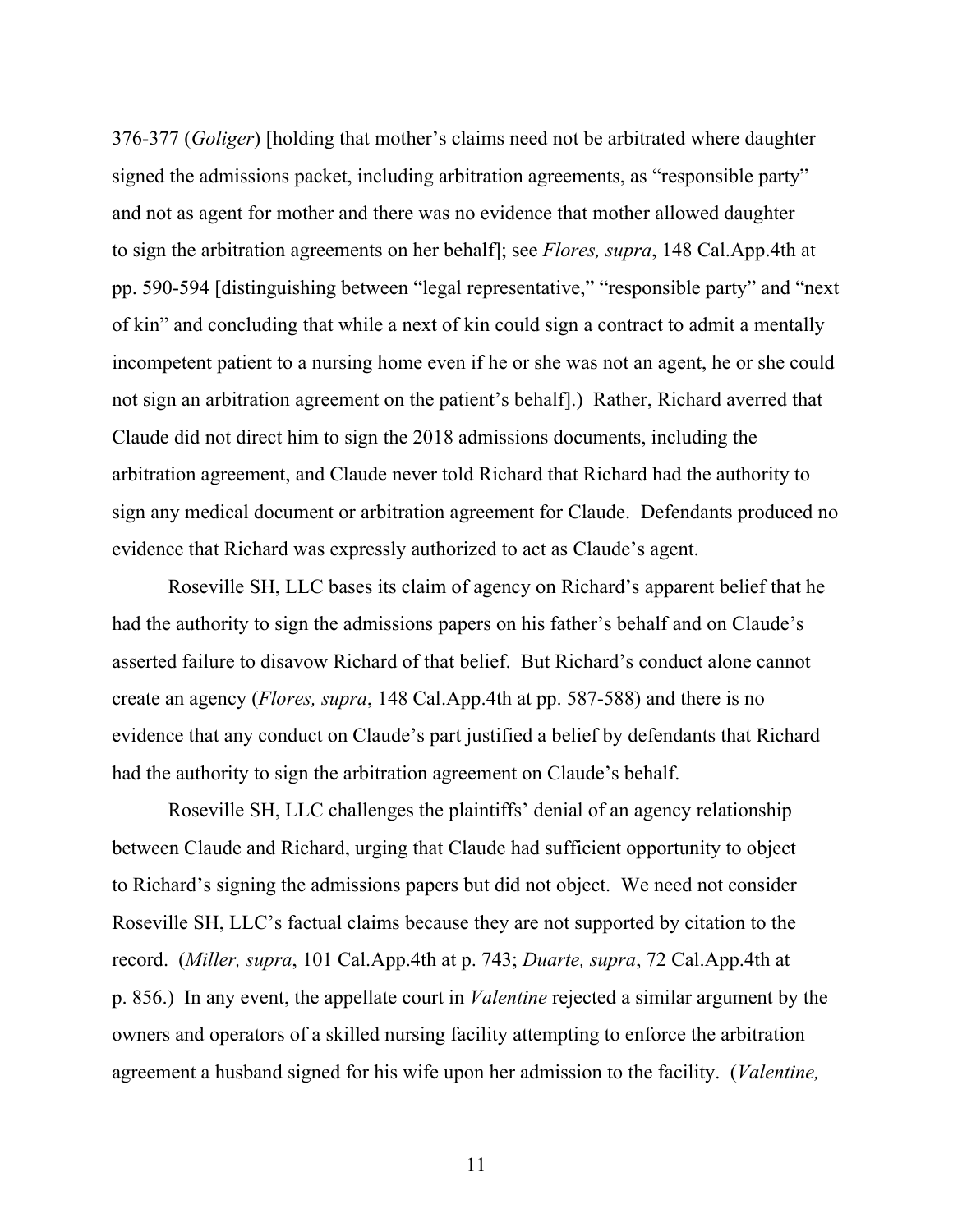376-377 (*Goliger*) [holding that mother's claims need not be arbitrated where daughter signed the admissions packet, including arbitration agreements, as "responsible party" and not as agent for mother and there was no evidence that mother allowed daughter to sign the arbitration agreements on her behalf]; see *Flores, supra*, 148 Cal.App.4th at pp. 590-594 [distinguishing between "legal representative," "responsible party" and "next of kin" and concluding that while a next of kin could sign a contract to admit a mentally incompetent patient to a nursing home even if he or she was not an agent, he or she could not sign an arbitration agreement on the patient's behalf].) Rather, Richard averred that Claude did not direct him to sign the 2018 admissions documents, including the arbitration agreement, and Claude never told Richard that Richard had the authority to sign any medical document or arbitration agreement for Claude. Defendants produced no evidence that Richard was expressly authorized to act as Claude's agent.

Roseville SH, LLC bases its claim of agency on Richard's apparent belief that he had the authority to sign the admissions papers on his father's behalf and on Claude's asserted failure to disavow Richard of that belief. But Richard's conduct alone cannot create an agency (*Flores, supra*, 148 Cal.App.4th at pp. 587-588) and there is no evidence that any conduct on Claude's part justified a belief by defendants that Richard had the authority to sign the arbitration agreement on Claude's behalf.

Roseville SH, LLC challenges the plaintiffs' denial of an agency relationship between Claude and Richard, urging that Claude had sufficient opportunity to object to Richard's signing the admissions papers but did not object. We need not consider Roseville SH, LLC's factual claims because they are not supported by citation to the record. (*Miller, supra*, 101 Cal.App.4th at p. 743; *Duarte, supra*, 72 Cal.App.4th at p. 856.) In any event, the appellate court in *Valentine* rejected a similar argument by the owners and operators of a skilled nursing facility attempting to enforce the arbitration agreement a husband signed for his wife upon her admission to the facility. (*Valentine,*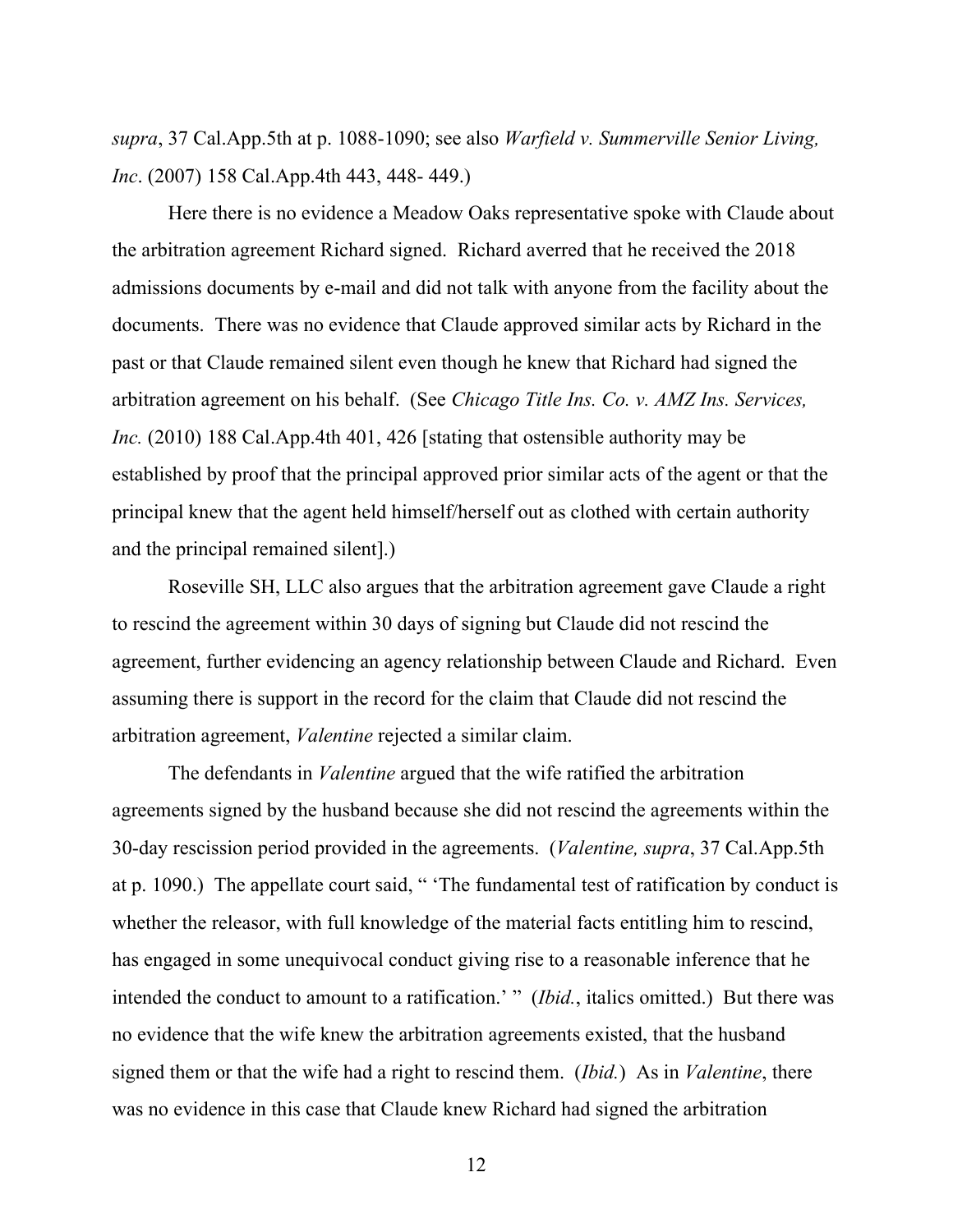*supra*, 37 Cal.App.5th at p. 1088-1090; see also *Warfield v. Summerville Senior Living, Inc*. (2007) 158 Cal.App.4th 443, 448- 449.)

Here there is no evidence a Meadow Oaks representative spoke with Claude about the arbitration agreement Richard signed. Richard averred that he received the 2018 admissions documents by e-mail and did not talk with anyone from the facility about the documents. There was no evidence that Claude approved similar acts by Richard in the past or that Claude remained silent even though he knew that Richard had signed the arbitration agreement on his behalf. (See *Chicago Title Ins. Co. v. AMZ Ins. Services, Inc.* (2010) 188 Cal.App.4th 401, 426 [stating that ostensible authority may be established by proof that the principal approved prior similar acts of the agent or that the principal knew that the agent held himself/herself out as clothed with certain authority and the principal remained silent].)

Roseville SH, LLC also argues that the arbitration agreement gave Claude a right to rescind the agreement within 30 days of signing but Claude did not rescind the agreement, further evidencing an agency relationship between Claude and Richard. Even assuming there is support in the record for the claim that Claude did not rescind the arbitration agreement, *Valentine* rejected a similar claim.

The defendants in *Valentine* argued that the wife ratified the arbitration agreements signed by the husband because she did not rescind the agreements within the 30-day rescission period provided in the agreements. (*Valentine, supra*, 37 Cal.App.5th at p. 1090.) The appellate court said, " 'The fundamental test of ratification by conduct is whether the releasor, with full knowledge of the material facts entitling him to rescind, has engaged in some unequivocal conduct giving rise to a reasonable inference that he intended the conduct to amount to a ratification.' " (*Ibid.*, italics omitted.) But there was no evidence that the wife knew the arbitration agreements existed, that the husband signed them or that the wife had a right to rescind them. (*Ibid.*) As in *Valentine*, there was no evidence in this case that Claude knew Richard had signed the arbitration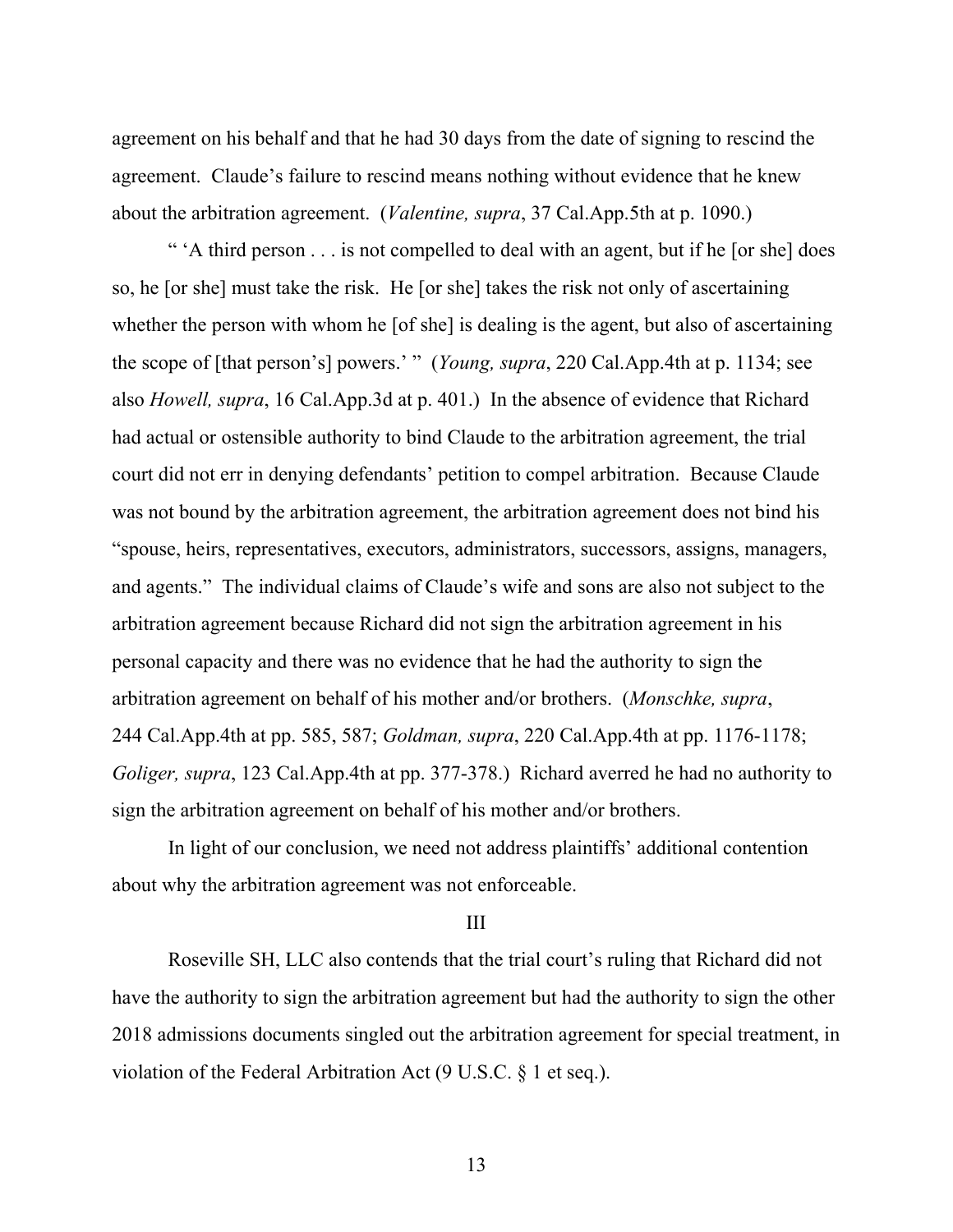agreement on his behalf and that he had 30 days from the date of signing to rescind the agreement. Claude's failure to rescind means nothing without evidence that he knew about the arbitration agreement. (*Valentine, supra*, 37 Cal.App.5th at p. 1090.)

" 'A third person . . . is not compelled to deal with an agent, but if he [or she] does so, he [or she] must take the risk. He [or she] takes the risk not only of ascertaining whether the person with whom he [of she] is dealing is the agent, but also of ascertaining the scope of [that person's] powers.' " (*Young, supra*, 220 Cal.App.4th at p. 1134; see also *Howell, supra*, 16 Cal.App.3d at p. 401.) In the absence of evidence that Richard had actual or ostensible authority to bind Claude to the arbitration agreement, the trial court did not err in denying defendants' petition to compel arbitration. Because Claude was not bound by the arbitration agreement, the arbitration agreement does not bind his "spouse, heirs, representatives, executors, administrators, successors, assigns, managers, and agents." The individual claims of Claude's wife and sons are also not subject to the arbitration agreement because Richard did not sign the arbitration agreement in his personal capacity and there was no evidence that he had the authority to sign the arbitration agreement on behalf of his mother and/or brothers. (*Monschke, supra*, 244 Cal.App.4th at pp. 585, 587; *Goldman, supra*, 220 Cal.App.4th at pp. 1176-1178; *Goliger, supra*, 123 Cal.App.4th at pp. 377-378.) Richard averred he had no authority to sign the arbitration agreement on behalf of his mother and/or brothers.

In light of our conclusion, we need not address plaintiffs' additional contention about why the arbitration agreement was not enforceable.

III

Roseville SH, LLC also contends that the trial court's ruling that Richard did not have the authority to sign the arbitration agreement but had the authority to sign the other 2018 admissions documents singled out the arbitration agreement for special treatment, in violation of the Federal Arbitration Act (9 U.S.C. § 1 et seq.).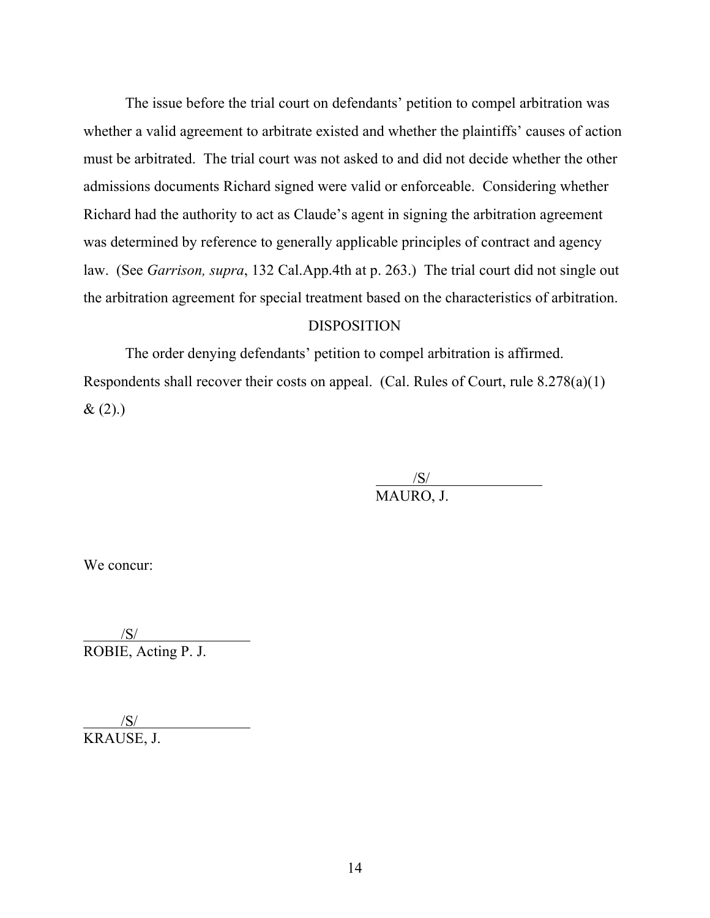The issue before the trial court on defendants' petition to compel arbitration was whether a valid agreement to arbitrate existed and whether the plaintiffs' causes of action must be arbitrated. The trial court was not asked to and did not decide whether the other admissions documents Richard signed were valid or enforceable. Considering whether Richard had the authority to act as Claude's agent in signing the arbitration agreement was determined by reference to generally applicable principles of contract and agency law. (See *Garrison, supra*, 132 Cal.App.4th at p. 263.) The trial court did not single out the arbitration agreement for special treatment based on the characteristics of arbitration.

## DISPOSITION

The order denying defendants' petition to compel arbitration is affirmed. Respondents shall recover their costs on appeal. (Cal. Rules of Court, rule 8.278(a)(1) & (2).)

/S/
MAURO, J.

We concur:

/S/
ROBIE, Acting P. J.

/S/
KRAUSE, J.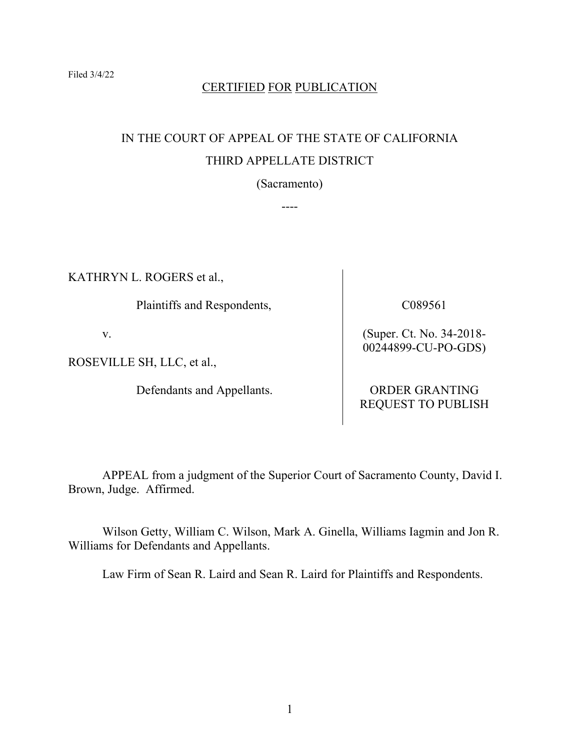Filed 3/4/22

CERTIFIED FOR PUBLICATION

IN THE COURT OF APPEAL OF THE STATE OF CALIFORNIA

THIRD APPELLATE DISTRICT

(Sacramento)

----

| | |
|---|---|
| KATHRYN L. ROGERS et al., | C089561 |
| Plaintiffs and Respondents, | |
| v. | (Super. Ct. No. 34-2018-00244899-CU-PO-GDS) |
| ROSEVILLE SH, LLC, et al., | |
| Defendants and Appellants. | ORDER GRANTING REQUEST TO PUBLISH |

APPEAL from a judgment of the Superior Court of Sacramento County, David I. Brown, Judge. Affirmed.

Wilson Getty, William C. Wilson, Mark A. Ginella, Williams Iagmin and Jon R. Williams for Defendants and Appellants.

Law Firm of Sean R. Laird and Sean R. Laird for Plaintiffs and Respondents.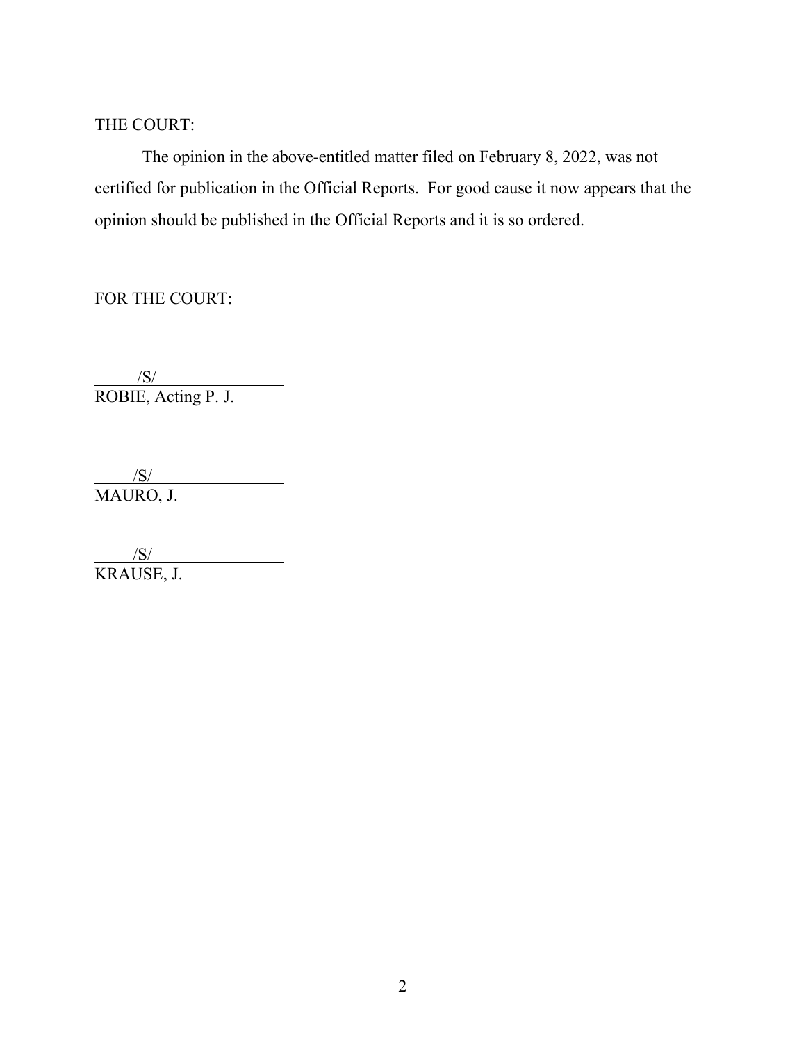THE COURT:

The opinion in the above-entitled matter filed on February 8, 2022, was not certified for publication in the Official Reports. For good cause it now appears that the opinion should be published in the Official Reports and it is so ordered.

FOR THE COURT:

/S/
ROBIE, Acting P. J.

/S/
MAURO, J.

/S/
KRAUSE, J.